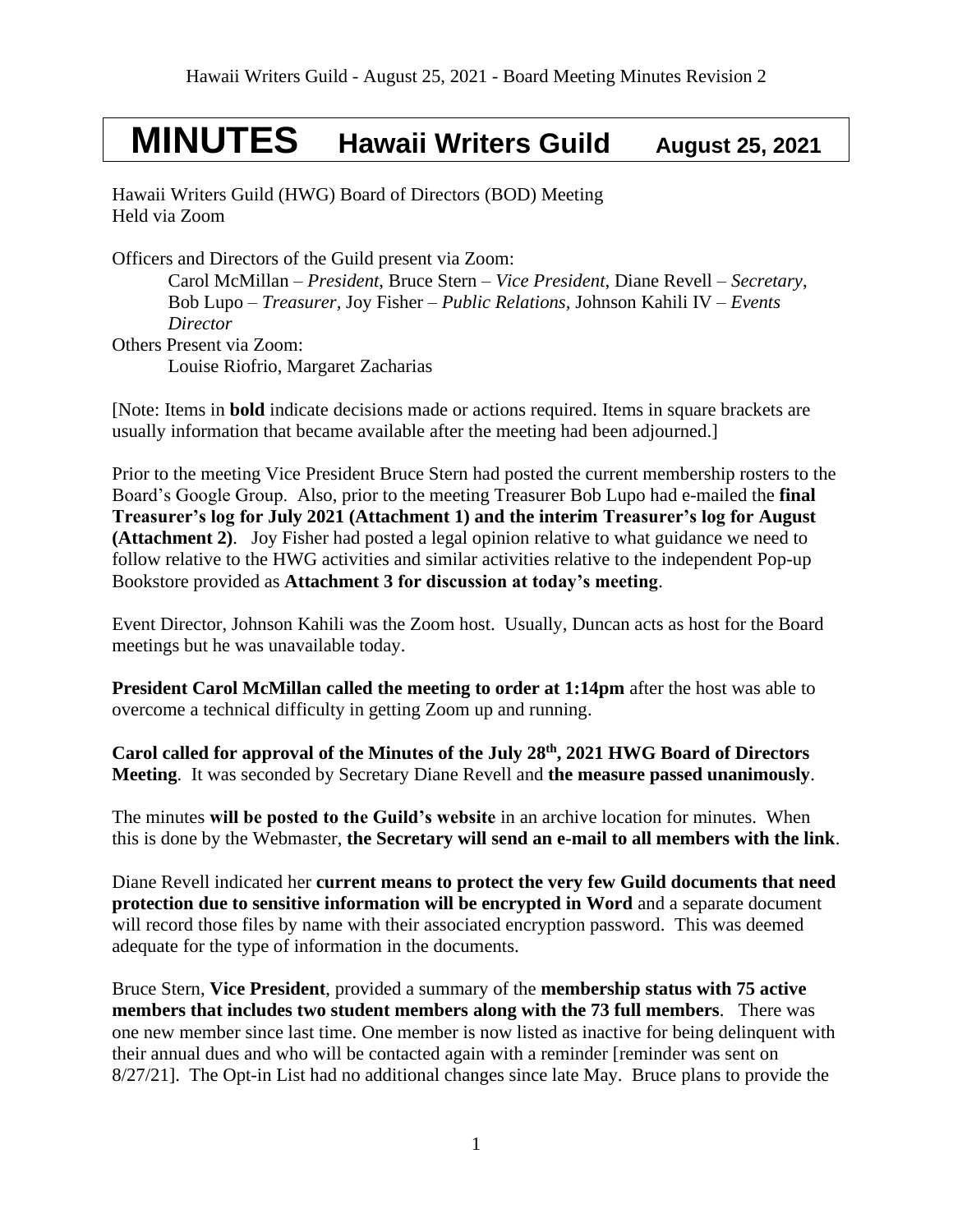# MINUTES Hawaii Writers Guild August 25, 2021

Hawaii Writers Guild (HWG) Board of Directors (BOD) Meeting
Held via Zoom

Officers and Directors of the Guild present via Zoom:

Carol McMillan – *President*, Bruce Stern – *Vice President*, Diane Revell – *Secretary*, Bob Lupo – *Treasurer*, Joy Fisher – *Public Relations*, Johnson Kahili IV – *Events Director*

Others Present via Zoom:

Louise Riofrio, Margaret Zacharias

[Note: Items in **bold** indicate decisions made or actions required. Items in square brackets are usually information that became available after the meeting had been adjourned.]

Prior to the meeting Vice President Bruce Stern had posted the current membership rosters to the Board's Google Group. Also, prior to the meeting Treasurer Bob Lupo had e-mailed the **final Treasurer's log for July 2021 (Attachment 1) and the interim Treasurer's log for August (Attachment 2)**. Joy Fisher had posted a legal opinion relative to what guidance we need to follow relative to the HWG activities and similar activities relative to the independent Pop-up Bookstore provided as **Attachment 3 for discussion at today's meeting**.

Event Director, Johnson Kahili was the Zoom host. Usually, Duncan acts as host for the Board meetings but he was unavailable today.

**President Carol McMillan called the meeting to order at 1:14pm** after the host was able to overcome a technical difficulty in getting Zoom up and running.

**Carol called for approval of the Minutes of the July 28th, 2021 HWG Board of Directors Meeting**. It was seconded by Secretary Diane Revell and **the measure passed unanimously**.

The minutes **will be posted to the Guild's website** in an archive location for minutes. When this is done by the Webmaster, **the Secretary will send an e-mail to all members with the link**.

Diane Revell indicated her **current means to protect the very few Guild documents that need protection due to sensitive information will be encrypted in Word** and a separate document will record those files by name with their associated encryption password. This was deemed adequate for the type of information in the documents.

Bruce Stern, **Vice President**, provided a summary of the **membership status with 75 active members that includes two student members along with the 73 full members**. There was one new member since last time. One member is now listed as inactive for being delinquent with their annual dues and who will be contacted again with a reminder [reminder was sent on 8/27/21]. The Opt-in List had no additional changes since late May. Bruce plans to provide the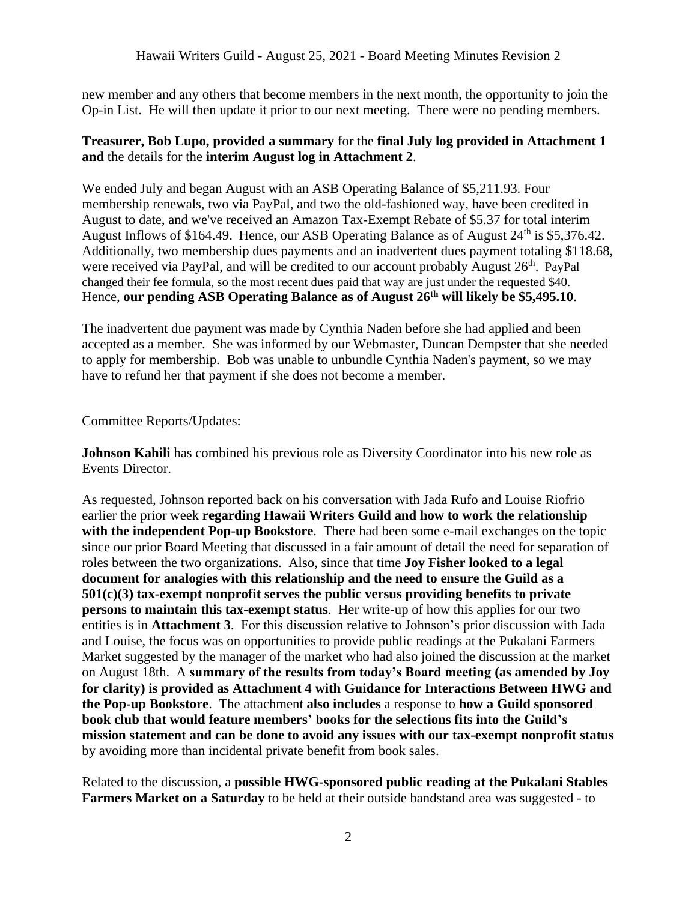new member and any others that become members in the next month, the opportunity to join the Op-in List. He will then update it prior to our next meeting. There were no pending members.

**Treasurer, Bob Lupo, provided a summary** for the **final July log provided in Attachment 1 and** the details for the **interim August log in Attachment 2**.

We ended July and began August with an ASB Operating Balance of $5,211.93. Four membership renewals, two via PayPal, and two the old-fashioned way, have been credited in August to date, and we've received an Amazon Tax-Exempt Rebate of $5.37 for total interim August Inflows of $164.49. Hence, our ASB Operating Balance as of August 24th is $5,376.42. Additionally, two membership dues payments and an inadvertent dues payment totaling $118.68, were received via PayPal, and will be credited to our account probably August 26th. PayPal changed their fee formula, so the most recent dues paid that way are just under the requested $40. Hence, **our pending ASB Operating Balance as of August 26th will likely be $5,495.10**.

The inadvertent due payment was made by Cynthia Naden before she had applied and been accepted as a member. She was informed by our Webmaster, Duncan Dempster that she needed to apply for membership. Bob was unable to unbundle Cynthia Naden's payment, so we may have to refund her that payment if she does not become a member.

Committee Reports/Updates:

**Johnson Kahili** has combined his previous role as Diversity Coordinator into his new role as Events Director.

As requested, Johnson reported back on his conversation with Jada Rufo and Louise Riofrio earlier the prior week **regarding Hawaii Writers Guild and how to work the relationship with the independent Pop-up Bookstore**. There had been some e-mail exchanges on the topic since our prior Board Meeting that discussed in a fair amount of detail the need for separation of roles between the two organizations. Also, since that time **Joy Fisher looked to a legal document for analogies with this relationship and the need to ensure the Guild as a 501(c)(3) tax-exempt nonprofit serves the public versus providing benefits to private persons to maintain this tax-exempt status**. Her write-up of how this applies for our two entities is in **Attachment 3**. For this discussion relative to Johnson's prior discussion with Jada and Louise, the focus was on opportunities to provide public readings at the Pukalani Farmers Market suggested by the manager of the market who had also joined the discussion at the market on August 18th. A **summary of the results from today's Board meeting (as amended by Joy for clarity) is provided as Attachment 4 with Guidance for Interactions Between HWG and the Pop-up Bookstore**. The attachment **also includes** a response to **how a Guild sponsored book club that would feature members' books for the selections fits into the Guild's mission statement and can be done to avoid any issues with our tax-exempt nonprofit status** by avoiding more than incidental private benefit from book sales.

Related to the discussion, a **possible HWG-sponsored public reading at the Pukalani Stables Farmers Market on a Saturday** to be held at their outside bandstand area was suggested - to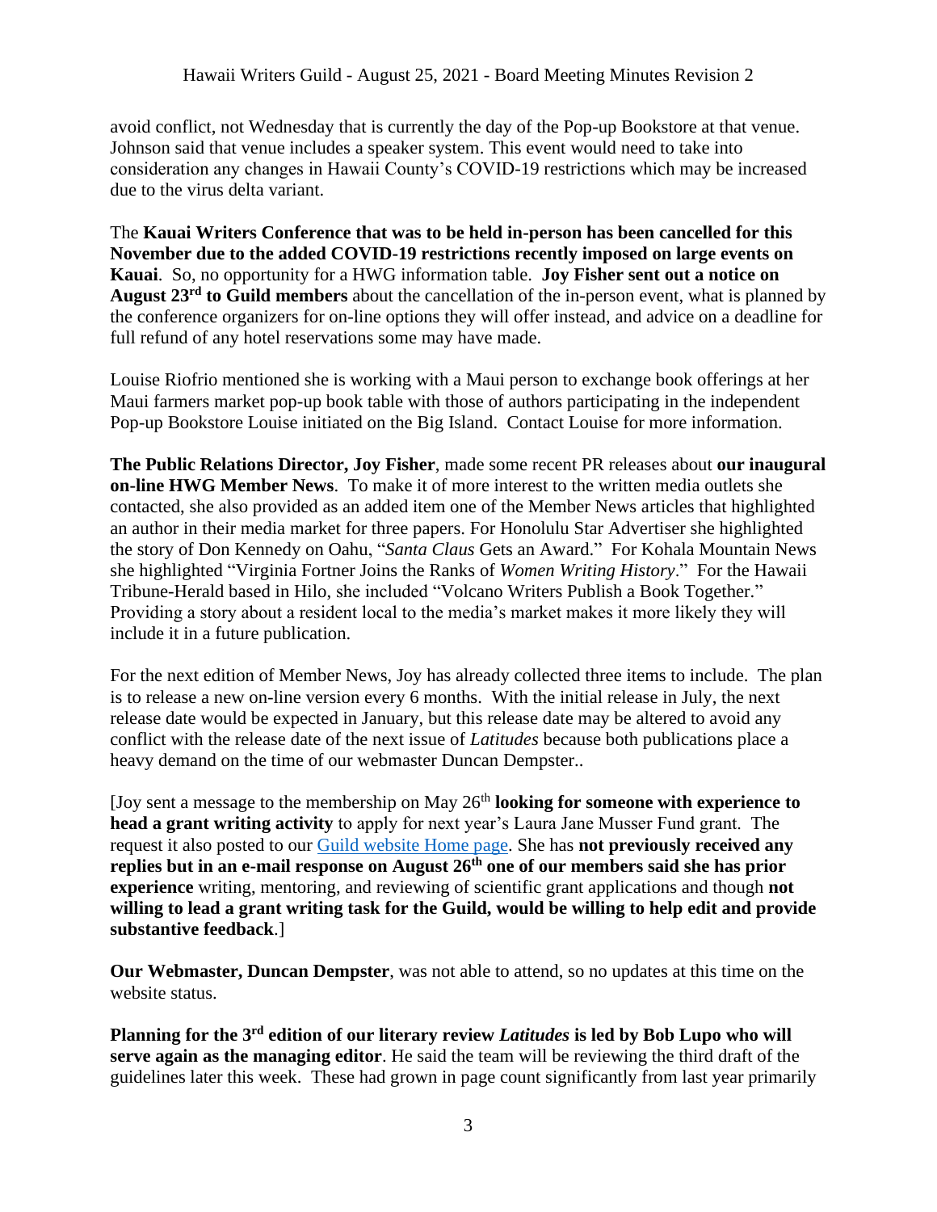avoid conflict, not Wednesday that is currently the day of the Pop-up Bookstore at that venue. Johnson said that venue includes a speaker system. This event would need to take into consideration any changes in Hawaii County's COVID-19 restrictions which may be increased due to the virus delta variant.

The **Kauai Writers Conference that was to be held in-person has been cancelled for this November due to the added COVID-19 restrictions recently imposed on large events on Kauai**. So, no opportunity for a HWG information table. **Joy Fisher sent out a notice on August 23rd to Guild members** about the cancellation of the in-person event, what is planned by the conference organizers for on-line options they will offer instead, and advice on a deadline for full refund of any hotel reservations some may have made.

Louise Riofrio mentioned she is working with a Maui person to exchange book offerings at her Maui farmers market pop-up book table with those of authors participating in the independent Pop-up Bookstore Louise initiated on the Big Island. Contact Louise for more information.

**The Public Relations Director, Joy Fisher**, made some recent PR releases about **our inaugural on-line HWG Member News**. To make it of more interest to the written media outlets she contacted, she also provided as an added item one of the Member News articles that highlighted an author in their media market for three papers. For Honolulu Star Advertiser she highlighted the story of Don Kennedy on Oahu, "*Santa Claus* Gets an Award." For Kohala Mountain News she highlighted "Virginia Fortner Joins the Ranks of *Women Writing History*." For the Hawaii Tribune-Herald based in Hilo, she included "Volcano Writers Publish a Book Together." Providing a story about a resident local to the media's market makes it more likely they will include it in a future publication.

For the next edition of Member News, Joy has already collected three items to include. The plan is to release a new on-line version every 6 months. With the initial release in July, the next release date would be expected in January, but this release date may be altered to avoid any conflict with the release date of the next issue of *Latitudes* because both publications place a heavy demand on the time of our webmaster Duncan Dempster..

[Joy sent a message to the membership on May 26th **looking for someone with experience to head a grant writing activity** to apply for next year's Laura Jane Musser Fund grant. The request it also posted to our Guild website Home page. She has **not previously received any replies but in an e-mail response on August 26th one of our members said she has prior experience** writing, mentoring, and reviewing of scientific grant applications and though **not willing to lead a grant writing task for the Guild, would be willing to help edit and provide substantive feedback**.]

**Our Webmaster, Duncan Dempster**, was not able to attend, so no updates at this time on the website status.

**Planning for the 3rd edition of our literary review *Latitudes* is led by Bob Lupo who will serve again as the managing editor**. He said the team will be reviewing the third draft of the guidelines later this week. These had grown in page count significantly from last year primarily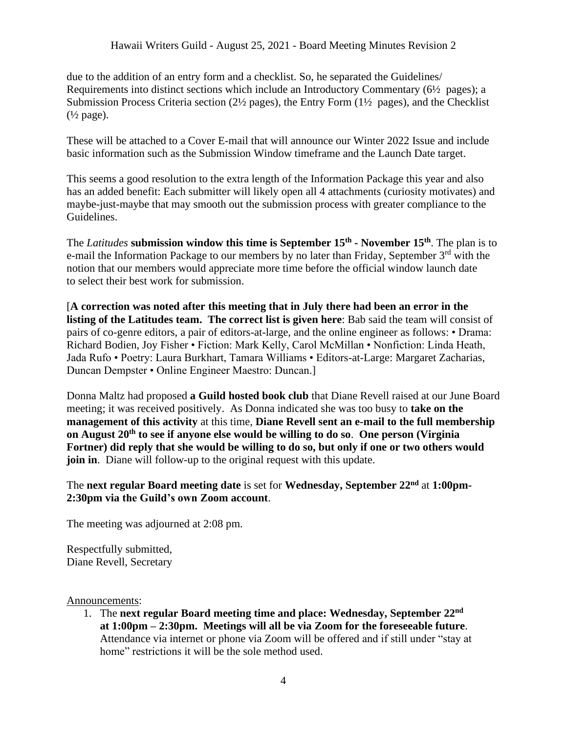due to the addition of an entry form and a checklist. So, he separated the Guidelines/ Requirements into distinct sections which include an Introductory Commentary (6½ pages); a Submission Process Criteria section (2½ pages), the Entry Form (1½ pages), and the Checklist (½ page).

These will be attached to a Cover E-mail that will announce our Winter 2022 Issue and include basic information such as the Submission Window timeframe and the Launch Date target.

This seems a good resolution to the extra length of the Information Package this year and also has an added benefit: Each submitter will likely open all 4 attachments (curiosity motivates) and maybe-just-maybe that may smooth out the submission process with greater compliance to the Guidelines.

The *Latitudes* **submission window this time is September 15th - November 15th**. The plan is to e-mail the Information Package to our members by no later than Friday, September 3rd with the notion that our members would appreciate more time before the official window launch date to select their best work for submission.

[**A correction was noted after this meeting that in July there had been an error in the listing of the Latitudes team. The correct list is given here**: Bab said the team will consist of pairs of co-genre editors, a pair of editors-at-large, and the online engineer as follows: • Drama: Richard Bodien, Joy Fisher • Fiction: Mark Kelly, Carol McMillan • Nonfiction: Linda Heath, Jada Rufo • Poetry: Laura Burkhart, Tamara Williams • Editors-at-Large: Margaret Zacharias, Duncan Dempster • Online Engineer Maestro: Duncan.]

Donna Maltz had proposed **a Guild hosted book club** that Diane Revell raised at our June Board meeting; it was received positively. As Donna indicated she was too busy to **take on the management of this activity** at this time, **Diane Revell sent an e-mail to the full membership on August 20th to see if anyone else would be willing to do so**. **One person (Virginia Fortner) did reply that she would be willing to do so, but only if one or two others would join in**. Diane will follow-up to the original request with this update.

The **next regular Board meeting date** is set for **Wednesday, September 22nd** at **1:00pm-2:30pm via the Guild's own Zoom account**.

The meeting was adjourned at 2:08 pm.

Respectfully submitted,
Diane Revell, Secretary

Announcements:

1. The **next regular Board meeting time and place: Wednesday, September 22nd at 1:00pm – 2:30pm. Meetings will all be via Zoom for the foreseeable future**. Attendance via internet or phone via Zoom will be offered and if still under "stay at home" restrictions it will be the sole method used.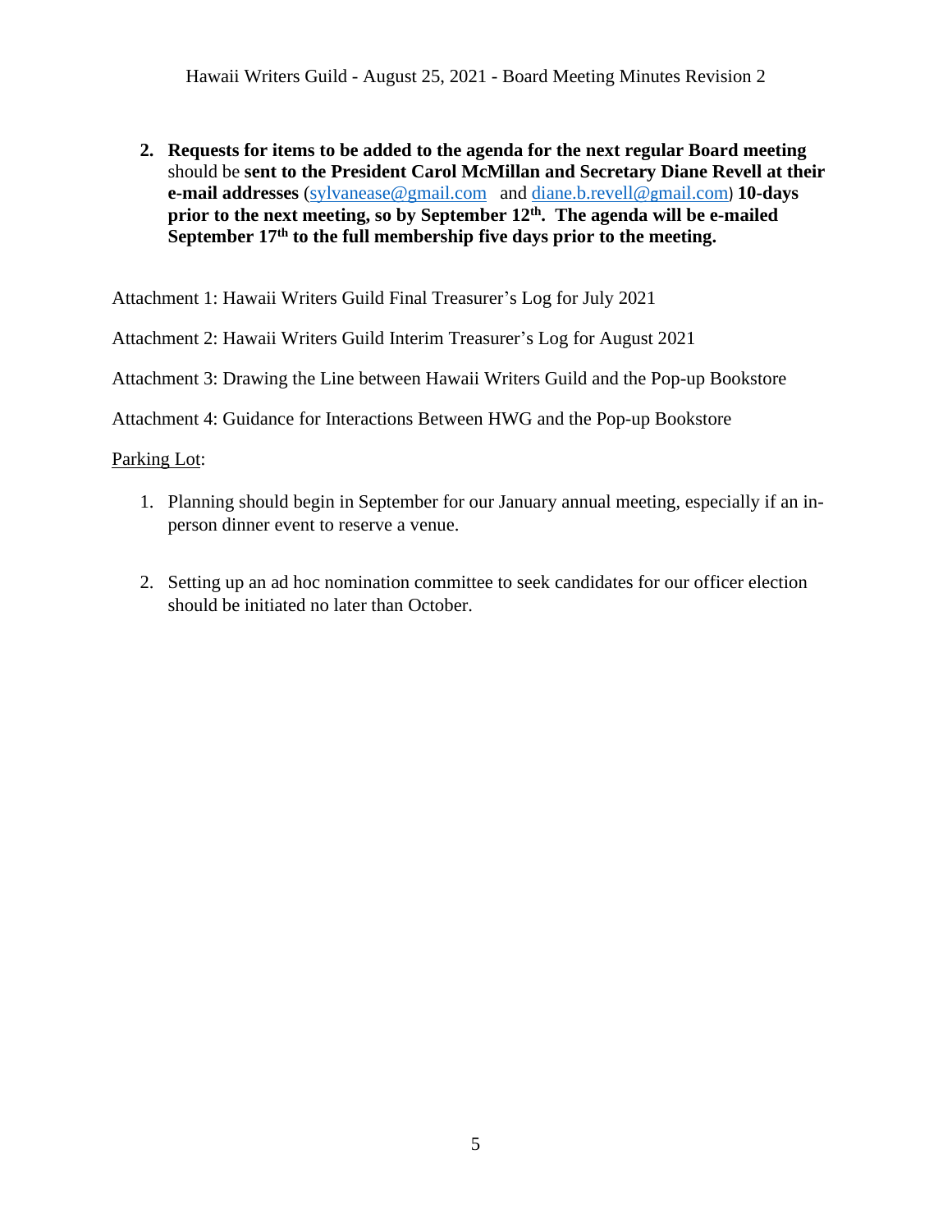2. **Requests for items to be added to the agenda for the next regular Board meeting** should be **sent to the President Carol McMillan and Secretary Diane Revell at their e-mail addresses** (sylvanease@gmail.com and diane.b.revell@gmail.com) **10-days prior to the next meeting, so by September 12th. The agenda will be e-mailed September 17th to the full membership five days prior to the meeting.**

Attachment 1: Hawaii Writers Guild Final Treasurer's Log for July 2021

Attachment 2: Hawaii Writers Guild Interim Treasurer's Log for August 2021

Attachment 3: Drawing the Line between Hawaii Writers Guild and the Pop-up Bookstore

Attachment 4: Guidance for Interactions Between HWG and the Pop-up Bookstore

Parking Lot:

1. Planning should begin in September for our January annual meeting, especially if an in-person dinner event to reserve a venue.

2. Setting up an ad hoc nomination committee to seek candidates for our officer election should be initiated no later than October.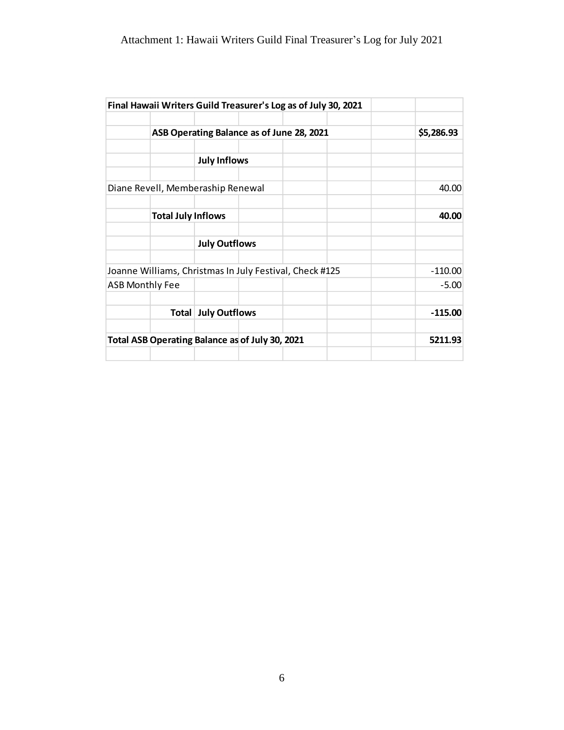Attachment 1: Hawaii Writers Guild Final Treasurer's Log for July 2021

| Final Hawaii Writers Guild Treasurer's Log as of July 30, 2021 | |
|---|---|
| | |
| ASB Operating Balance as of June 28, 2021 | $5,286.93 |
| | |
| July Inflows | |
| | |
| Diane Revell, Memberaship Renewal | 40.00 |
| | |
| Total July Inflows | 40.00 |
| | |
| July Outflows | |
| | |
| Joanne Williams, Christmas In July Festival, Check #125 | -110.00 |
| ASB Monthly Fee | -5.00 |
| | |
| Total July Outflows | -115.00 |
| | |
| Total ASB Operating Balance as of July 30, 2021 | 5211.93 |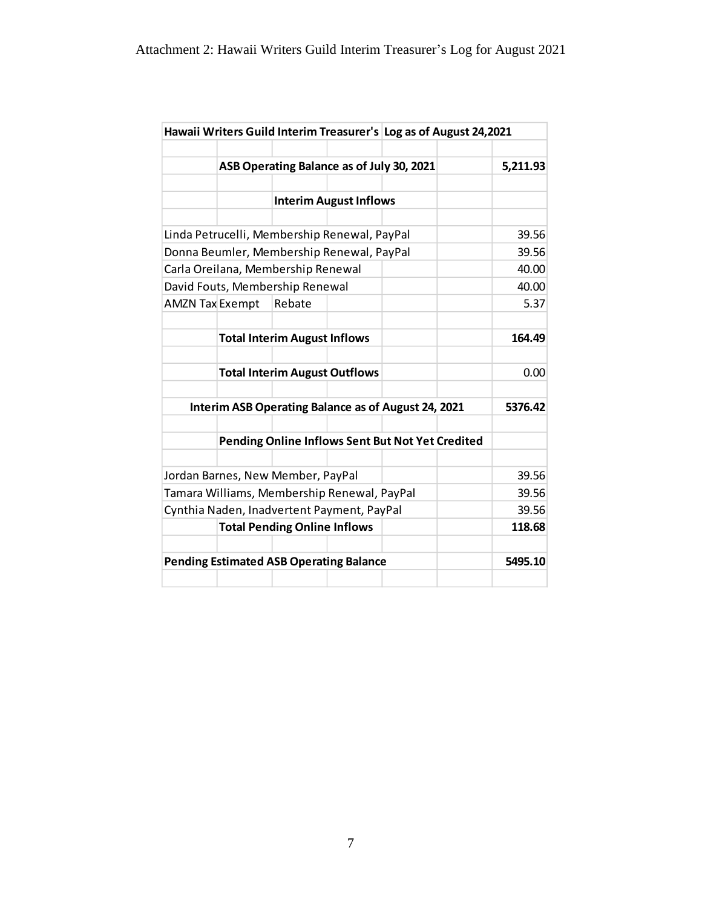Attachment 2: Hawaii Writers Guild Interim Treasurer's Log for August 2021

| Hawaii Writers Guild Interim Treasurer's Log as of August 24,2021 | |
|---|---|
| | |
| **ASB Operating Balance as of July 30, 2021** | **5,211.93** |
| | |
| **Interim August Inflows** | |
| | |
| Linda Petrucelli, Membership Renewal, PayPal | 39.56 |
| Donna Beumler, Membership Renewal, PayPal | 39.56 |
| Carla Oreilana, Membership Renewal | 40.00 |
| David Fouts, Membership Renewal | 40.00 |
| AMZN Tax Exempt Rebate | 5.37 |
| | |
| **Total Interim August Inflows** | **164.49** |
| | |
| **Total Interim August Outflows** | 0.00 |
| | |
| **Interim ASB Operating Balance as of August 24, 2021** | **5376.42** |
| | |
| **Pending Online Inflows Sent But Not Yet Credited** | |
| | |
| Jordan Barnes, New Member, PayPal | 39.56 |
| Tamara Williams, Membership Renewal, PayPal | 39.56 |
| Cynthia Naden, Inadvertent Payment, PayPal | 39.56 |
| **Total Pending Online Inflows** | **118.68** |
| | |
| **Pending Estimated ASB Operating Balance** | **5495.10** |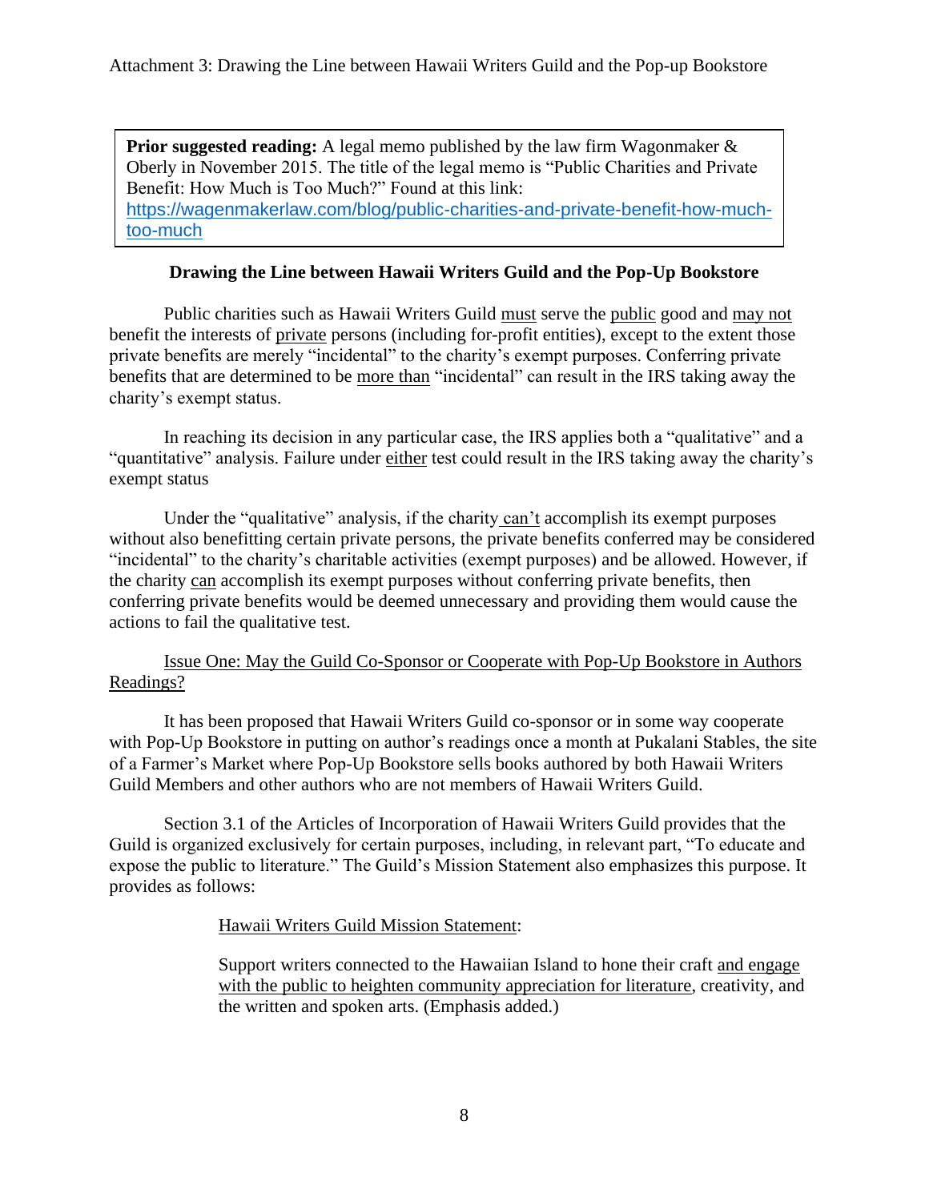Attachment 3: Drawing the Line between Hawaii Writers Guild and the Pop-up Bookstore

> **Prior suggested reading:** A legal memo published by the law firm Wagonmaker & Oberly in November 2015. The title of the legal memo is "Public Charities and Private Benefit: How Much is Too Much?" Found at this link: [https://wagenmakerlaw.com/blog/public-charities-and-private-benefit-how-much-too-much](https://wagenmakerlaw.com/blog/public-charities-and-private-benefit-how-much-too-much)

## Drawing the Line between Hawaii Writers Guild and the Pop-Up Bookstore

Public charities such as Hawaii Writers Guild <u>must</u> serve the <u>public</u> good and <u>may not</u> benefit the interests of <u>private</u> persons (including for-profit entities), except to the extent those private benefits are merely "incidental" to the charity's exempt purposes. Conferring private benefits that are determined to be <u>more than</u> "incidental" can result in the IRS taking away the charity's exempt status.

In reaching its decision in any particular case, the IRS applies both a "qualitative" and a "quantitative" analysis. Failure under <u>either</u> test could result in the IRS taking away the charity's exempt status

Under the "qualitative" analysis, if the charity <u>can't</u> accomplish its exempt purposes without also benefitting certain private persons, the private benefits conferred may be considered "incidental" to the charity's charitable activities (exempt purposes) and be allowed. However, if the charity <u>can</u> accomplish its exempt purposes without conferring private benefits, then conferring private benefits would be deemed unnecessary and providing them would cause the actions to fail the qualitative test.

<u>Issue One: May the Guild Co-Sponsor or Cooperate with Pop-Up Bookstore in Authors Readings?</u>

It has been proposed that Hawaii Writers Guild co-sponsor or in some way cooperate with Pop-Up Bookstore in putting on author's readings once a month at Pukalani Stables, the site of a Farmer's Market where Pop-Up Bookstore sells books authored by both Hawaii Writers Guild Members and other authors who are not members of Hawaii Writers Guild.

Section 3.1 of the Articles of Incorporation of Hawaii Writers Guild provides that the Guild is organized exclusively for certain purposes, including, in relevant part, "To educate and expose the public to literature." The Guild's Mission Statement also emphasizes this purpose. It provides as follows:

> <u>Hawaii Writers Guild Mission Statement</u>:
>
> Support writers connected to the Hawaiian Island to hone their craft <u>and engage with the public to heighten community appreciation for literature</u>, creativity, and the written and spoken arts. (Emphasis added.)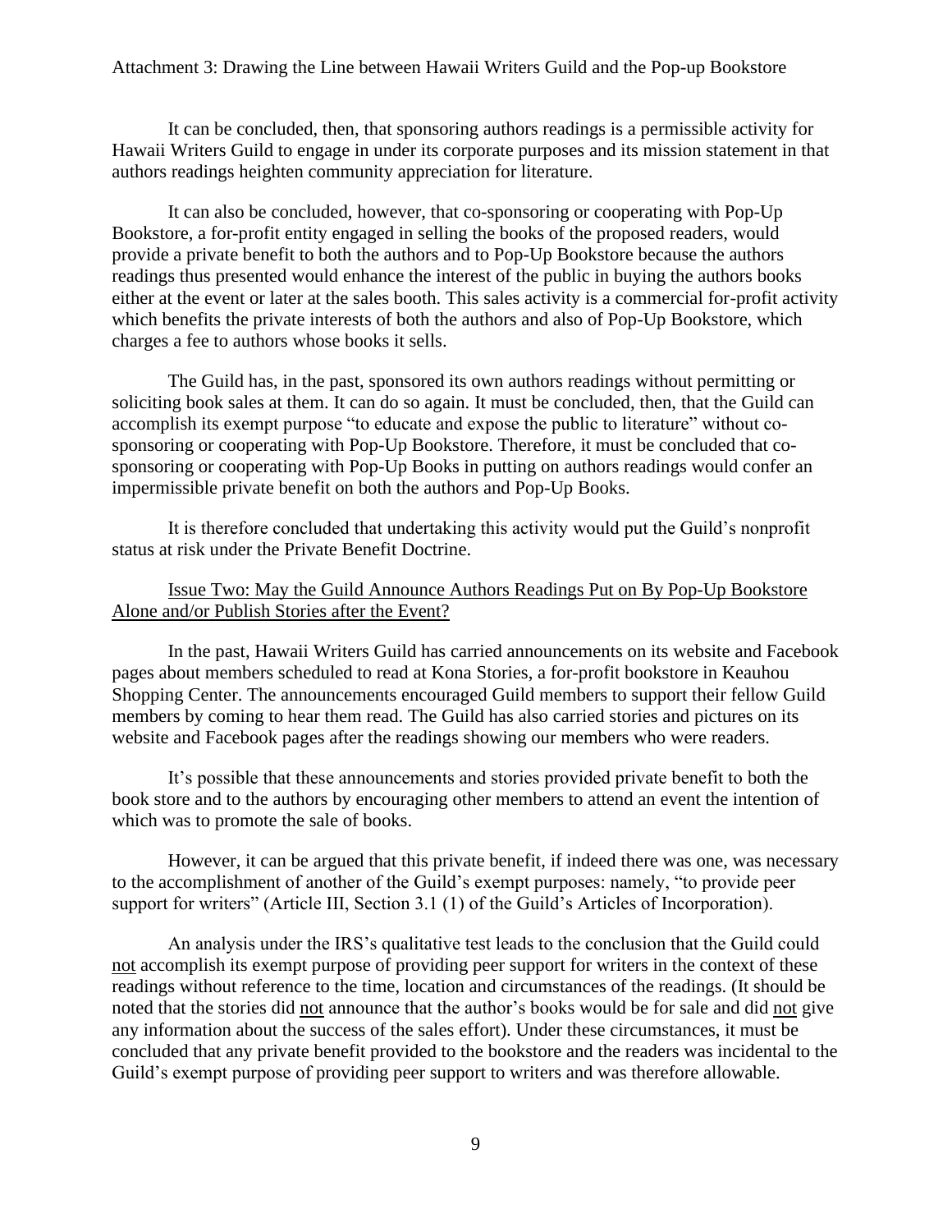It can be concluded, then, that sponsoring authors readings is a permissible activity for Hawaii Writers Guild to engage in under its corporate purposes and its mission statement in that authors readings heighten community appreciation for literature.

It can also be concluded, however, that co-sponsoring or cooperating with Pop-Up Bookstore, a for-profit entity engaged in selling the books of the proposed readers, would provide a private benefit to both the authors and to Pop-Up Bookstore because the authors readings thus presented would enhance the interest of the public in buying the authors books either at the event or later at the sales booth. This sales activity is a commercial for-profit activity which benefits the private interests of both the authors and also of Pop-Up Bookstore, which charges a fee to authors whose books it sells.

The Guild has, in the past, sponsored its own authors readings without permitting or soliciting book sales at them. It can do so again. It must be concluded, then, that the Guild can accomplish its exempt purpose "to educate and expose the public to literature" without co-sponsoring or cooperating with Pop-Up Bookstore. Therefore, it must be concluded that co-sponsoring or cooperating with Pop-Up Books in putting on authors readings would confer an impermissible private benefit on both the authors and Pop-Up Books.

It is therefore concluded that undertaking this activity would put the Guild's nonprofit status at risk under the Private Benefit Doctrine.

<u>Issue Two: May the Guild Announce Authors Readings Put on By Pop-up Bookstore Alone and/or Publish Stories after the Event?</u>

In the past, Hawaii Writers Guild has carried announcements on its website and Facebook pages about members scheduled to read at Kona Stories, a for-profit bookstore in Keauhou Shopping Center. The announcements encouraged Guild members to support their fellow Guild members by coming to hear them read. The Guild has also carried stories and pictures on its website and Facebook pages after the readings showing our members who were readers.

It's possible that these announcements and stories provided private benefit to both the book store and to the authors by encouraging other members to attend an event the intention of which was to promote the sale of books.

However, it can be argued that this private benefit, if indeed there was one, was necessary to the accomplishment of another of the Guild's exempt purposes: namely, "to provide peer support for writers" (Article III, Section 3.1 (1) of the Guild's Articles of Incorporation).

An analysis under the IRS's qualitative test leads to the conclusion that the Guild could <u>not</u> accomplish its exempt purpose of providing peer support for writers in the context of these readings without reference to the time, location and circumstances of the readings. (It should be noted that the stories did <u>not</u> announce that the author's books would be for sale and did <u>not</u> give any information about the success of the sales effort). Under these circumstances, it must be concluded that any private benefit provided to the bookstore and the readers was incidental to the Guild's exempt purpose of providing peer support to writers and was therefore allowable.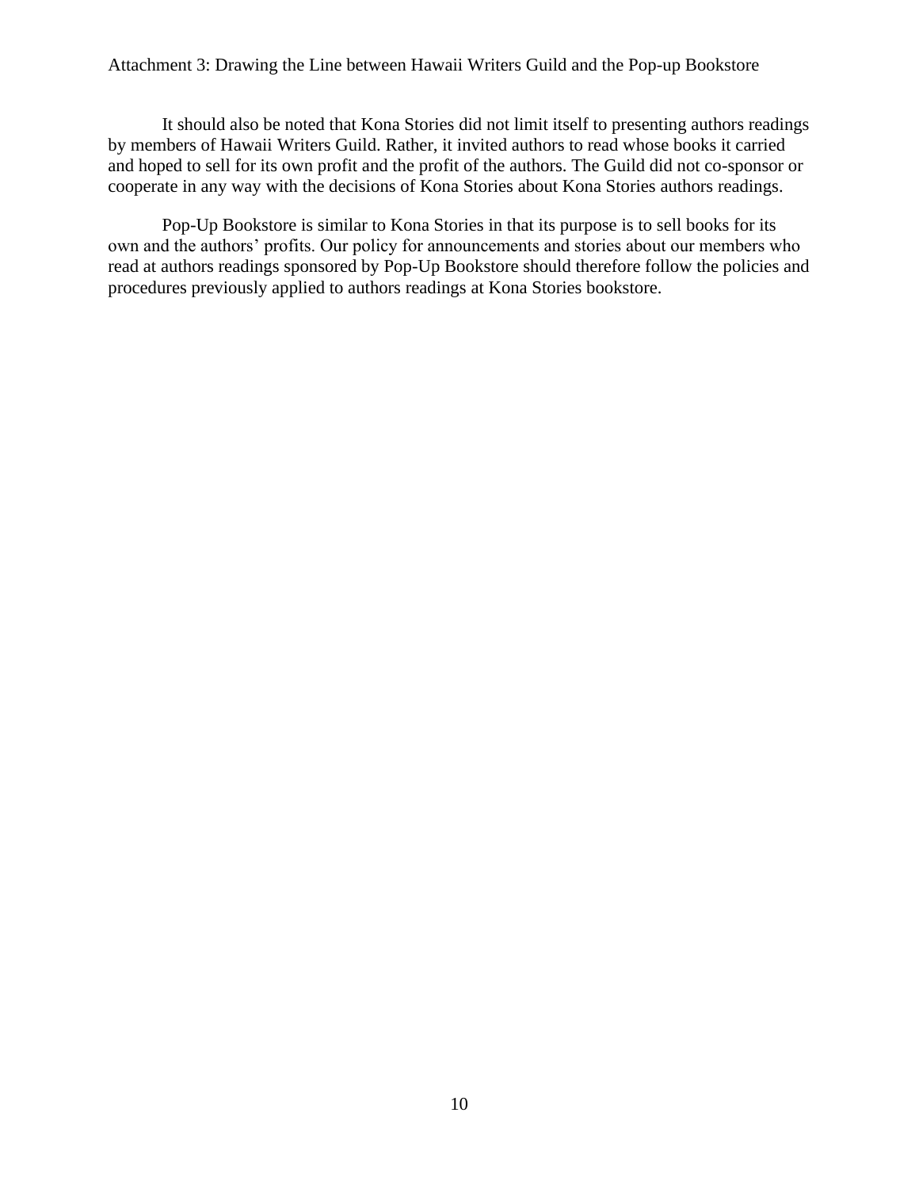It should also be noted that Kona Stories did not limit itself to presenting authors readings by members of Hawaii Writers Guild. Rather, it invited authors to read whose books it carried and hoped to sell for its own profit and the profit of the authors. The Guild did not co-sponsor or cooperate in any way with the decisions of Kona Stories about Kona Stories authors readings.

Pop-Up Bookstore is similar to Kona Stories in that its purpose is to sell books for its own and the authors' profits. Our policy for announcements and stories about our members who read at authors readings sponsored by Pop-Up Bookstore should therefore follow the policies and procedures previously applied to authors readings at Kona Stories bookstore.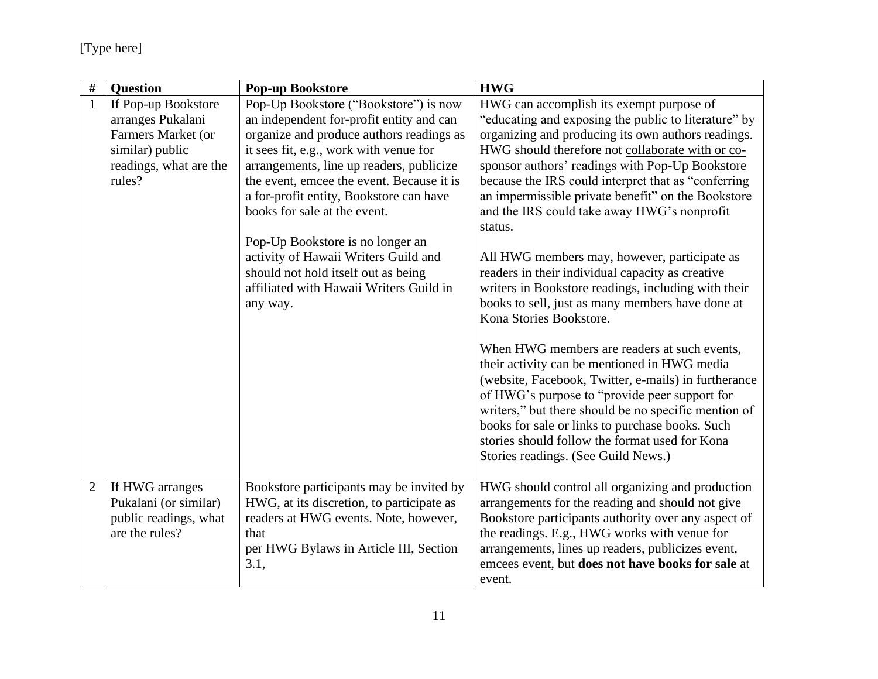| # | Question | Pop-up Bookstore | HWG |
|---|---|---|---|
| 1 | If Pop-up Bookstore arranges Pukalani Farmers Market (or similar) public readings, what are the rules? | Pop-Up Bookstore ("Bookstore") is now an independent for-profit entity and can organize and produce authors readings as it sees fit, e.g., work with venue for arrangements, line up readers, publicize the event, emcee the event. Because it is a for-profit entity, Bookstore can have books for sale at the event.<br><br>Pop-Up Bookstore is no longer an activity of Hawaii Writers Guild and should not hold itself out as being affiliated with Hawaii Writers Guild in any way. | HWG can accomplish its exempt purpose of "educating and exposing the public to literature" by organizing and producing its own authors readings. HWG should therefore not <u>collaborate with or co-sponsor</u> authors' readings with Pop-Up Bookstore because the IRS could interpret that as "conferring an impermissible private benefit" on the Bookstore and the IRS could take away HWG's nonprofit status.<br><br>All HWG members may, however, participate as readers in their individual capacity as creative writers in Bookstore readings, including with their books to sell, just as many members have done at Kona Stories Bookstore.<br><br>When HWG members are readers at such events, their activity can be mentioned in HWG media (website, Facebook, Twitter, e-mails) in furtherance of HWG's purpose to "provide peer support for writers," but there should be no specific mention of books for sale or links to purchase books. Such stories should follow the format used for Kona Stories readings. (See Guild News.) |
| 2 | If HWG arranges Pukalani (or similar) public readings, what are the rules? | Bookstore participants may be invited by HWG, at its discretion, to participate as readers at HWG events. Note, however, that per HWG Bylaws in Article III, Section 3.1, | HWG should control all organizing and production arrangements for the reading and should not give Bookstore participants authority over any aspect of the readings. E.g., HWG works with venue for arrangements, lines up readers, publicizes event, emcees event, but **does not have books for sale** at event. |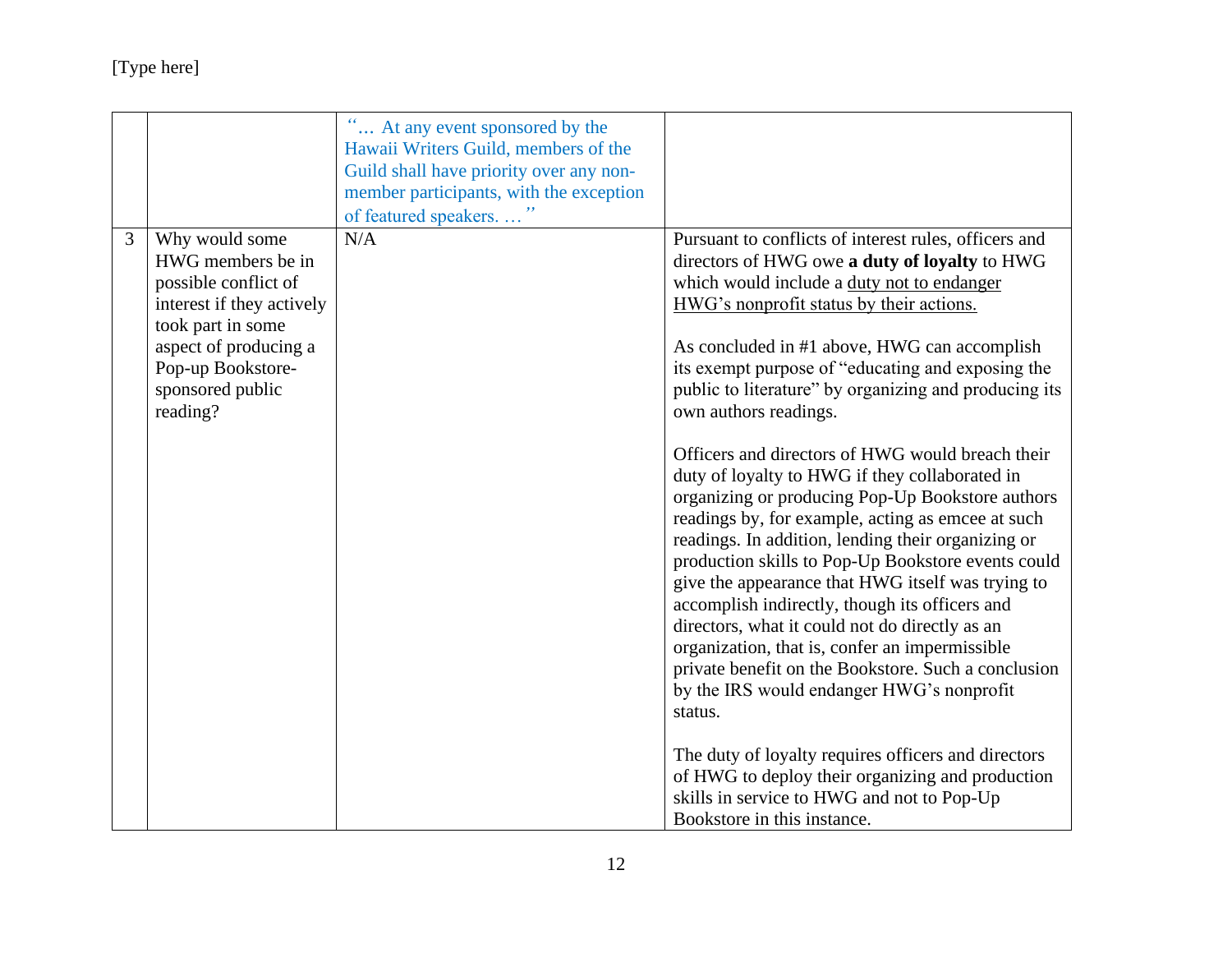|  |  |  |  |
|---|---|---|---|
|  |  | "… At any event sponsored by the Hawaii Writers Guild, members of the Guild shall have priority over any non-member participants, with the exception of featured speakers. …" |  |
| 3 | Why would some HWG members be in possible conflict of interest if they actively took part in some aspect of producing a Pop-up Bookstore-sponsored public reading? | N/A | Pursuant to conflicts of interest rules, officers and directors of HWG owe **a duty of loyalty** to HWG which would include a duty not to endanger HWG's nonprofit status by their actions.<br><br>As concluded in #1 above, HWG can accomplish its exempt purpose of "educating and exposing the public to literature" by organizing and producing its own authors readings.<br><br>Officers and directors of HWG would breach their duty of loyalty to HWG if they collaborated in organizing or producing Pop-Up Bookstore authors readings by, for example, acting as emcee at such readings. In addition, lending their organizing or production skills to Pop-Up Bookstore events could give the appearance that HWG itself was trying to accomplish indirectly, though its officers and directors, what it could not do directly as an organization, that is, confer an impermissible private benefit on the Bookstore. Such a conclusion by the IRS would endanger HWG's nonprofit status.<br><br>The duty of loyalty requires officers and directors of HWG to deploy their organizing and production skills in service to HWG and not to Pop-Up Bookstore in this instance. |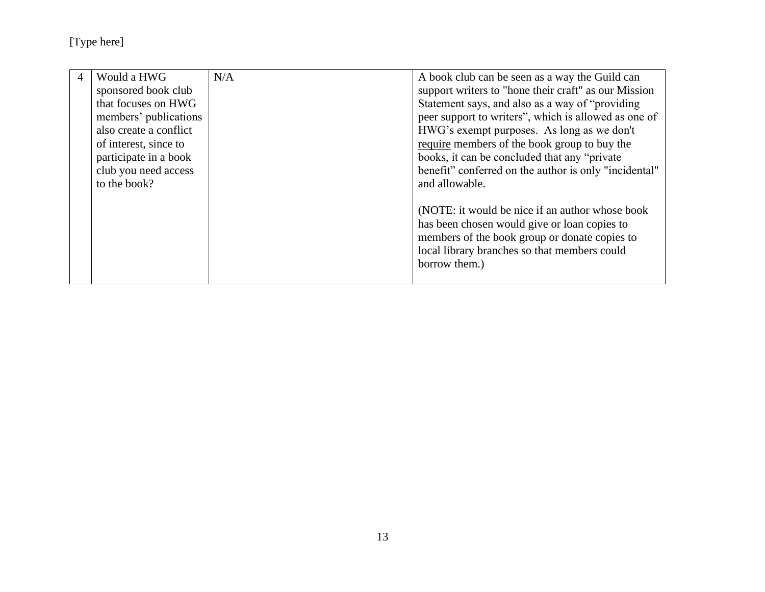| | | | |
|---|---|---|---|
| 4 | Would a HWG sponsored book club that focuses on HWG members' publications also create a conflict of interest, since to participate in a book club you need access to the book? | N/A | A book club can be seen as a way the Guild can support writers to "hone their craft" as our Mission Statement says, and also as a way of "providing peer support to writers", which is allowed as one of HWG's exempt purposes. As long as we don't <u>require</u> members of the book group to buy the books, it can be concluded that any "private benefit" conferred on the author is only "incidental" and allowable.<br><br>(NOTE: it would be nice if an author whose book has been chosen would give or loan copies to members of the book group or donate copies to local library branches so that members could borrow them.) |